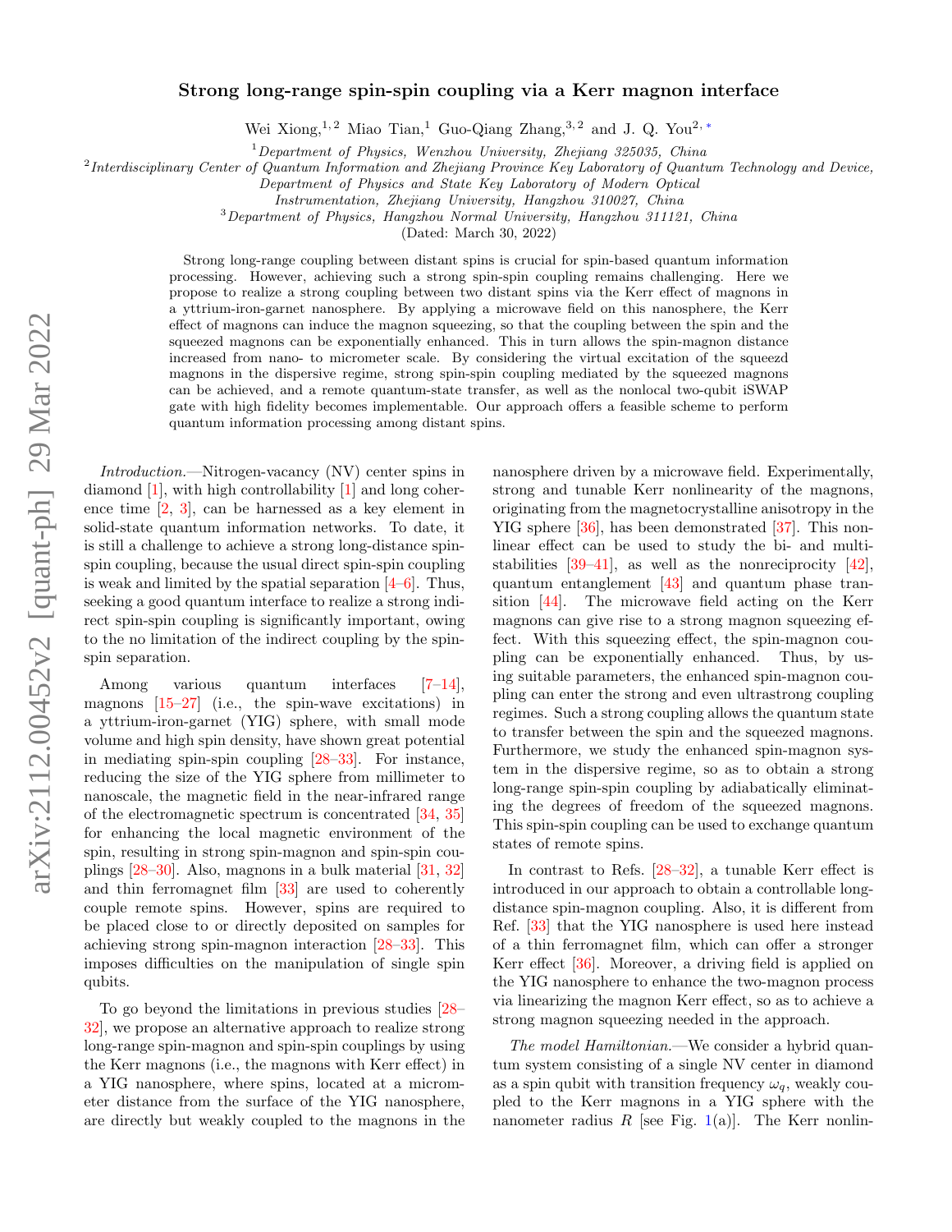# Strong long-range spin-spin coupling via a Kerr magnon interface

Wei Xiong,[1,2] Miao Tian,[1] Guo-Qiang Zhang,[3,2] and J. Q. You[2,*]

[1] *Department of Physics, Wenzhou University, Zhejiang 325035, China*

[2] *Interdisciplinary Center of Quantum Information and Zhejiang Province Key Laboratory of Quantum Technology and Device, Department of Physics and State Key Laboratory of Modern Optical Instrumentation, Zhejiang University, Hangzhou 310027, China*

[3] *Department of Physics, Hangzhou Normal University, Hangzhou 311121, China*

(Dated: March 30, 2022)

Strong long-range coupling between distant spins is crucial for spin-based quantum information processing. However, achieving such a strong spin-spin coupling remains challenging. Here we propose to realize a strong coupling between two distant spins via the Kerr effect of magnons in a yttrium-iron-garnet nanosphere. By applying a microwave field on this nanosphere, the Kerr effect of magnons can induce the magnon squeezing, so that the coupling between the spin and the squeezed magnons can be exponentially enhanced. This in turn allows the spin-magnon distance increased from nano- to micrometer scale. By considering the virtual excitation of the squeezd magnons in the dispersive regime, strong spin-spin coupling mediated by the squeezed magnons can be achieved, and a remote quantum-state transfer, as well as the nonlocal two-qubit iSWAP gate with high fidelity becomes implementable. Our approach offers a feasible scheme to perform quantum information processing among distant spins.

*Introduction.*—Nitrogen-vacancy (NV) center spins in diamond [1], with high controllability [1] and long coherence time [2, 3], can be harnessed as a key element in solid-state quantum information networks. To date, it is still a challenge to achieve a strong long-distance spin-spin coupling, because the usual direct spin-spin coupling is weak and limited by the spatial separation [4–6]. Thus, seeking a good quantum interface to realize a strong indirect spin-spin coupling is significantly important, owing to the no limitation of the indirect coupling by the spin-spin separation.

Among various quantum interfaces [7–14], magnons [15–27] (i.e., the spin-wave excitations) in a yttrium-iron-garnet (YIG) sphere, with small mode volume and high spin density, have shown great potential in mediating spin-spin coupling [28–33]. For instance, reducing the size of the YIG sphere from millimeter to nanoscale, the magnetic field in the near-infrared range of the electromagnetic spectrum is concentrated [34, 35] for enhancing the local magnetic environment of the spin, resulting in strong spin-magnon and spin-spin couplings [28–30]. Also, magnons in a bulk material [31, 32] and thin ferromagnet film [33] are used to coherently couple remote spins. However, spins are required to be placed close to or directly deposited on samples for achieving strong spin-magnon interaction [28–33]. This imposes difficulties on the manipulation of single spin qubits.

To go beyond the limitations in previous studies [28–32], we propose an alternative approach to realize strong long-range spin-magnon and spin-spin couplings by using the Kerr magnons (i.e., the magnons with Kerr effect) in a YIG nanosphere, where spins, located at a micrometer distance from the surface of the YIG nanosphere, are directly but weakly coupled to the magnons in the nanosphere driven by a microwave field. Experimentally, strong and tunable Kerr nonlinearity of the magnons, originating from the magnetocrystalline anisotropy in the YIG sphere [36], has been demonstrated [37]. This nonlinear effect can be used to study the bi- and multi-stabilities [39–41], as well as the nonreciprocity [42], quantum entanglement [43] and quantum phase transition [44]. The microwave field acting on the Kerr magnons can give rise to a strong magnon squeezing effect. With this squeezing effect, the spin-magnon coupling can be exponentially enhanced. Thus, by using suitable parameters, the enhanced spin-magnon coupling can enter the strong and even ultrastrong coupling regimes. Such a strong coupling allows the quantum state to transfer between the spin and the squeezed magnons. Furthermore, we study the enhanced spin-magnon system in the dispersive regime, so as to obtain a strong long-range spin-spin coupling by adiabatically eliminating the degrees of freedom of the squeezed magnons. This spin-spin coupling can be used to exchange quantum states of remote spins.

In contrast to Refs. [28–32], a tunable Kerr effect is introduced in our approach to obtain a controllable long-distance spin-magnon coupling. Also, it is different from Ref. [33] that the YIG nanosphere is used here instead of a thin ferromagnet film, which can offer a stronger Kerr effect [36]. Moreover, a driving field is applied on the YIG nanosphere to enhance the two-magnon process via linearizing the magnon Kerr effect, so as to achieve a strong magnon squeezing needed in the approach.

*The model Hamiltonian.*—We consider a hybrid quantum system consisting of a single NV center in diamond as a spin qubit with transition frequency $\omega_q$, weakly coupled to the Kerr magnons in a YIG sphere with the nanometer radius $R$ [see Fig. 1(a)]. The Kerr nonlin-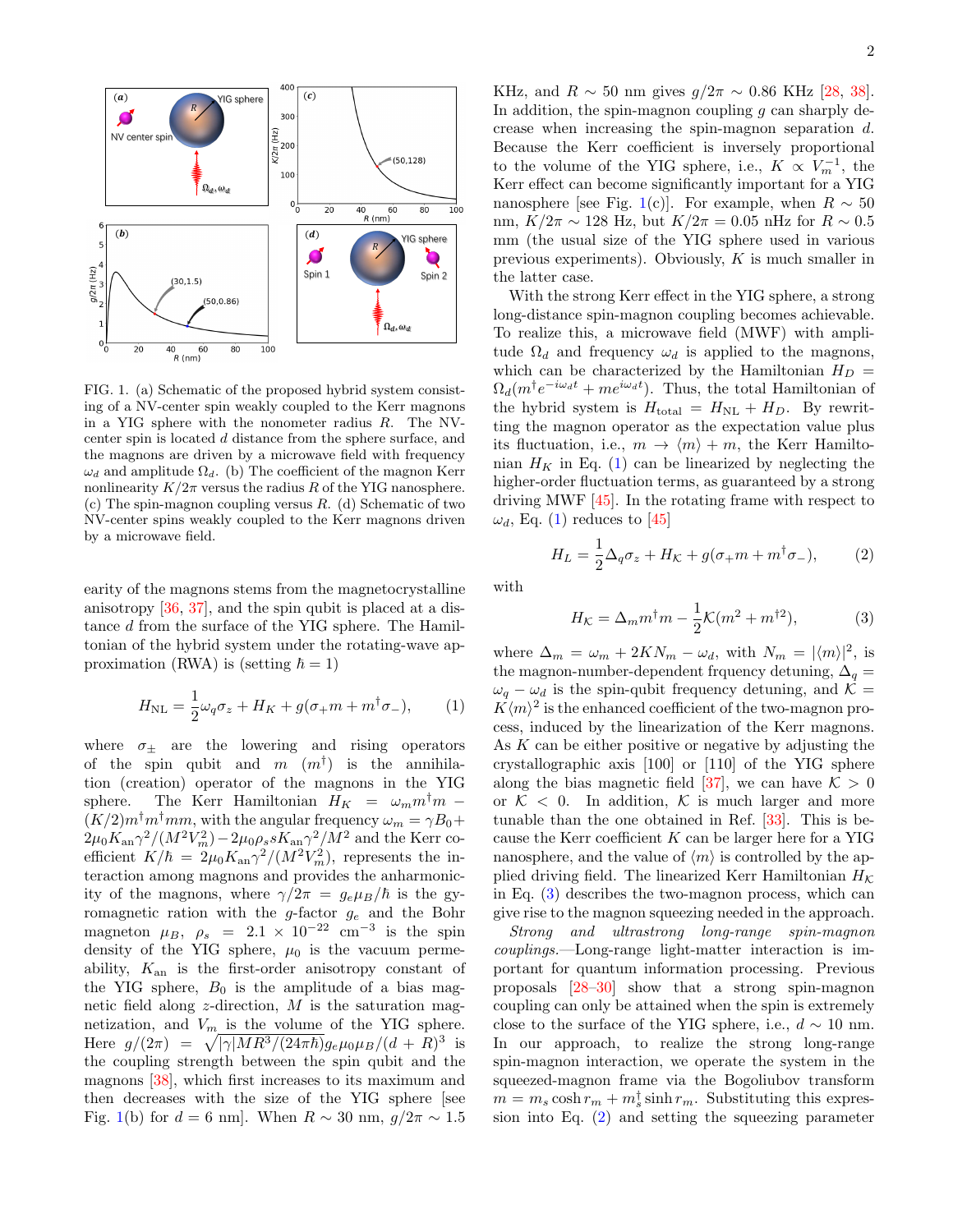FIG. 1. (a) Schematic of the proposed hybrid system consisting of a NV-center spin weakly coupled to the Kerr magnons in a YIG sphere with the nonometer radius $R$. The NV-center spin is located $d$ distance from the sphere surface, and the magnons are driven by a microwave field with frequency $\omega_d$ and amplitude $\Omega_d$. (b) The coefficient of the magnon Kerr nonlinearity $K/2\pi$ versus the radius $R$ of the YIG nanosphere. (c) The spin-magnon coupling versus $R$. (d) Schematic of two NV-center spins weakly coupled to the Kerr magnons driven by a microwave field.

earity of the magnons stems from the magnetocrystalline anisotropy [36, 37], and the spin qubit is placed at a distance $d$ from the surface of the YIG sphere. The Hamiltonian of the hybrid system under the rotating-wave approximation (RWA) is (setting $\hbar = 1$)

$$H_{\rm NL} = \frac{1}{2}\omega_q\sigma_z + H_K + g(\sigma_+ m + m^\dagger\sigma_-), \qquad (1)$$

where $\sigma_\pm$ are the lowering and rising operators of the spin qubit and $m$ ($m^\dagger$) is the annihilation (creation) operator of the magnons in the YIG sphere. The Kerr Hamiltonian $H_K = \omega_m m^\dagger m - (K/2)m^\dagger m^\dagger mm$, with the angular frequency $\omega_m = \gamma B_0 + 2\mu_0 K_{\rm an}\gamma^2/(M^2V_m^2) - 2\mu_0\rho_s s K_{\rm an}\gamma^2/M^2$ and the Kerr coefficient $K/\hbar = 2\mu_0 K_{\rm an}\gamma^2/(M^2V_m^2)$, represents the interaction among magnons and provides the anharmonicity of the magnons, where $\gamma/2\pi = g_e\mu_B/\hbar$ is the gyromagnetic ration with the $g$-factor $g_e$ and the Bohr magneton $\mu_B$, $\rho_s = 2.1\times10^{-22}$ cm$^{-3}$ is the spin density of the YIG sphere, $\mu_0$ is the vacuum permeability, $K_{\rm an}$ is the first-order anisotropy constant of the YIG sphere, $B_0$ is the amplitude of a bias magnetic field along $z$-direction, $M$ is the saturation magnetization, and $V_m$ is the volume of the YIG sphere. Here $g/(2\pi) = \sqrt{|\gamma|MR^3/(24\pi\hbar)}g_e\mu_0\mu_B/(d+R)^3$ is the coupling strength between the spin qubit and the magnons [38], which first increases to its maximum and then decreases with the size of the YIG sphere [see Fig. 1(b) for $d = 6$ nm]. When $R\sim 30$ nm, $g/2\pi\sim 1.5$ KHz, and $R\sim 50$ nm gives $g/2\pi\sim 0.86$ KHz [28, 38]. In addition, the spin-magnon coupling $g$ can sharply decrease when increasing the spin-magnon separation $d$. Because the Kerr coefficient is inversely proportional to the volume of the YIG sphere, i.e., $K\propto V_m^{-1}$, the Kerr effect can become significantly important for a YIG nanosphere [see Fig. 1(c)]. For example, when $R\sim 50$ nm, $K/2\pi\sim 128$ Hz, but $K/2\pi = 0.05$ nHz for $R\sim 0.5$ mm (the usual size of the YIG sphere used in various previous experiments). Obviously, $K$ is much smaller in the latter case.

With the strong Kerr effect in the YIG sphere, a strong long-distance spin-magnon coupling becomes achievable. To realize this, a microwave field (MWF) with amplitude $\Omega_d$ and frequency $\omega_d$ is applied to the magnons, which can be characterized by the Hamiltonian $H_D = \Omega_d(m^\dagger e^{-i\omega_d t} + me^{i\omega_d t})$. Thus, the total Hamiltonian of the hybrid system is $H_{\rm total} = H_{\rm NL} + H_D$. By rewritting the magnon operator as the expectation value plus its fluctuation, i.e., $m\to\langle m\rangle + m$, the Kerr Hamiltonian $H_K$ in Eq. (1) can be linearized by neglecting the higher-order fluctuation terms, as guaranteed by a strong driving MWF [45]. In the rotating frame with respect to $\omega_d$, Eq. (1) reduces to [45]

$$H_L = \frac{1}{2}\Delta_q\sigma_z + H_{\mathcal{K}} + g(\sigma_+ m + m^\dagger\sigma_-), \qquad (2)$$

with

$$H_{\mathcal{K}} = \Delta_m m^\dagger m - \frac{1}{2}\mathcal{K}(m^2 + m^{\dagger 2}), \qquad (3)$$

where $\Delta_m = \omega_m + 2KN_m - \omega_d$, with $N_m = |\langle m\rangle|^2$, is the magnon-number-dependent frquency detuning, $\Delta_q = \omega_q - \omega_d$ is the spin-qubit frequency detuning, and $\mathcal{K} = K\langle m\rangle^2$ is the enhanced coefficient of the two-magnon process, induced by the linearization of the Kerr magnons. As $K$ can be either positive or negative by adjusting the crystallographic axis [100] or [110] of the YIG sphere along the bias magnetic field [37], we can have $\mathcal{K} > 0$ or $\mathcal{K} < 0$. In addition, $\mathcal{K}$ is much larger and more tunable than the one obtained in Ref. [33]. This is because the Kerr coefficient $K$ can be larger here for a YIG nanosphere, and the value of $\langle m\rangle$ is controlled by the applied driving field. The linearized Kerr Hamiltonian $H_{\mathcal{K}}$ in Eq. (3) describes the two-magnon process, which can give rise to the magnon squeezing needed in the approach.

*Strong and ultrastrong long-range spin-magnon couplings.*—Long-range light-matter interaction is important for quantum information processing. Previous proposals [28–30] show that a strong spin-magnon coupling can only be attained when the spin is extremely close to the surface of the YIG sphere, i.e., $d\sim 10$ nm. In our approach, to realize the strong long-range spin-magnon interaction, we operate the system in the squeezed-magnon frame via the Bogoliubov transform $m = m_s\cosh r_m + m_s^\dagger\sinh r_m$. Substituting this expression into Eq. (2) and setting the squeezing parameter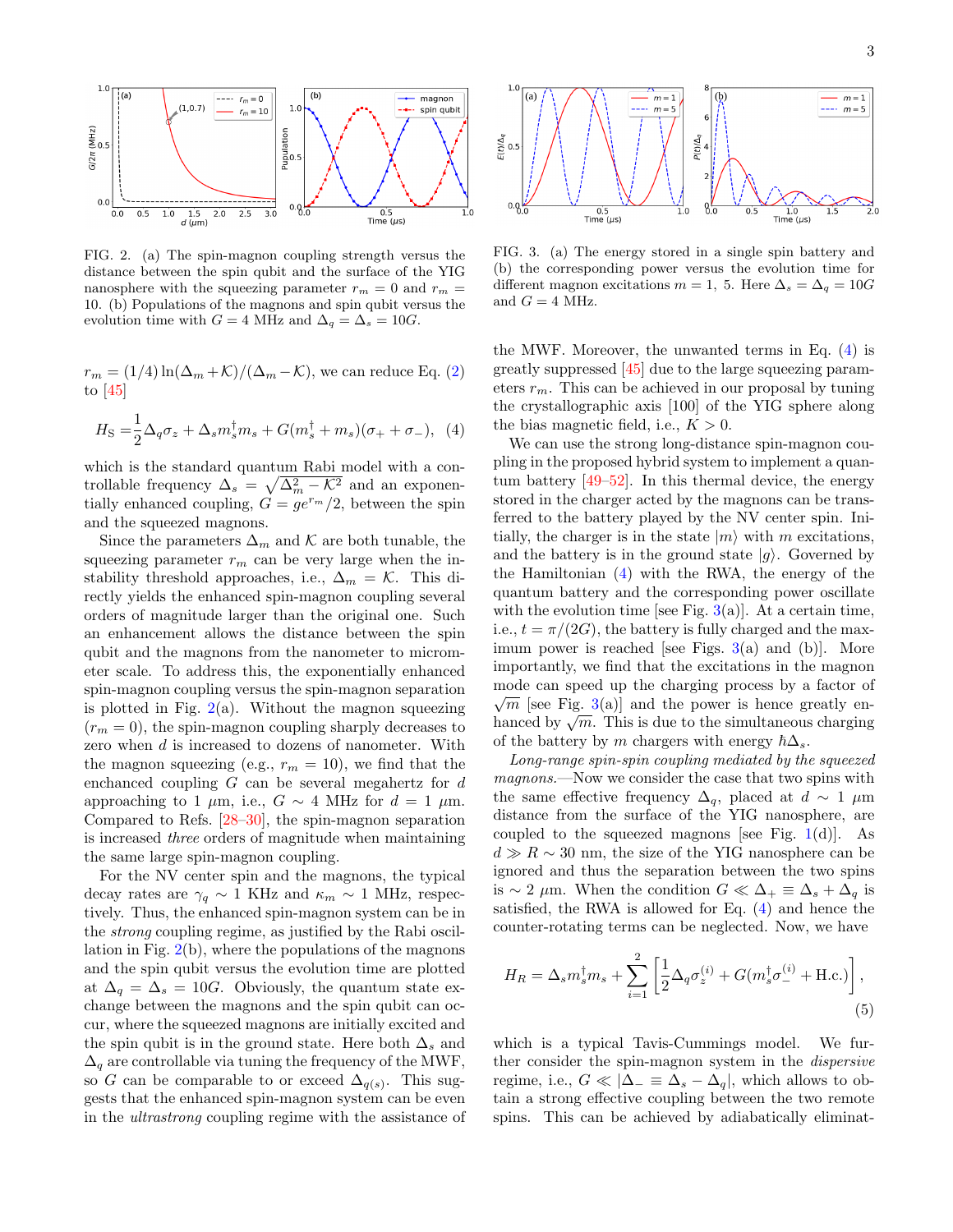FIG. 2. (a) The spin-magnon coupling strength versus the distance between the spin qubit and the surface of the YIG nanosphere with the squeezing parameter $r_m = 0$ and $r_m = 10$. (b) Populations of the magnons and spin qubit versus the evolution time with $G = 4$ MHz and $\Delta_q = \Delta_s = 10G$.

$r_m = (1/4)\ln(\Delta_m + \mathcal{K})/(\Delta_m - \mathcal{K})$, we can reduce Eq. (2) to [45]

$$H_{\rm S} = \frac{1}{2}\Delta_q \sigma_z + \Delta_s m_s^\dagger m_s + G(m_s^\dagger + m_s)(\sigma_+ + \sigma_-), \quad (4)$$

which is the standard quantum Rabi model with a controllable frequency $\Delta_s = \sqrt{\Delta_m^2 - \mathcal{K}^2}$ and an exponentially enhanced coupling, $G = ge^{r_m}/2$, between the spin and the squeezed magnons.

Since the parameters $\Delta_m$ and $\mathcal{K}$ are both tunable, the squeezing parameter $r_m$ can be very large when the instability threshold approaches, i.e., $\Delta_m = \mathcal{K}$. This directly yields the enhanced spin-magnon coupling several orders of magnitude larger than the original one. Such an enhancement allows the distance between the spin qubit and the magnons from the nanometer to micrometer scale. To address this, the exponentially enhanced spin-magnon coupling versus the spin-magnon separation is plotted in Fig. 2(a). Without the magnon squeezing ($r_m = 0$), the spin-magnon coupling sharply decreases to zero when $d$ is increased to dozens of nanometer. With the magnon squeezing (e.g., $r_m = 10$), we find that the enchanced coupling $G$ can be several megahertz for $d$ approaching to 1 $\mu$m, i.e., $G \sim 4$ MHz for $d = 1$ $\mu$m. Compared to Refs. [28–30], the spin-magnon separation is increased *three* orders of magnitude when maintaining the same large spin-magnon coupling.

For the NV center spin and the magnons, the typical decay rates are $\gamma_q \sim 1$ KHz and $\kappa_m \sim 1$ MHz, respectively. Thus, the enhanced spin-magnon system can be in the *strong* coupling regime, as justified by the Rabi oscillation in Fig. 2(b), where the populations of the magnons and the spin qubit versus the evolution time are plotted at $\Delta_q = \Delta_s = 10G$. Obviously, the quantum state exchange between the magnons and the spin qubit can occur, where the squeezed magnons are initially excited and the spin qubit is in the ground state. Here both $\Delta_s$ and $\Delta_q$ are controllable via tuning the frequency of the MWF, so $G$ can be comparable to or exceed $\Delta_{q(s)}$. This suggests that the enhanced spin-magnon system can be even in the *ultrastrong* coupling regime with the assistance of the MWF. Moreover, the unwanted terms in Eq. (4) is greatly suppressed [45] due to the large squeezing parameters $r_m$. This can be achieved in our proposal by tuning the crystallographic axis [100] of the YIG sphere along the bias magnetic field, i.e., $K > 0$.

FIG. 3. (a) The energy stored in a single spin battery and (b) the corresponding power versus the evolution time for different magnon excitations $m = 1,\ 5$. Here $\Delta_s = \Delta_q = 10G$ and $G = 4$ MHz.

We can use the strong long-distance spin-magnon coupling in the proposed hybrid system to implement a quantum battery [49–52]. In this thermal device, the energy stored in the charger acted by the magnons can be transferred to the battery played by the NV center spin. Initially, the charger is in the state $|m\rangle$ with $m$ excitations, and the battery is in the ground state $|g\rangle$. Governed by the Hamiltonian (4) with the RWA, the energy of the quantum battery and the corresponding power oscillate with the evolution time [see Fig. 3(a)]. At a certain time, i.e., $t = \pi/(2G)$, the battery is fully charged and the maximum power is reached [see Figs. 3(a) and (b)]. More importantly, we find that the excitations in the magnon mode can speed up the charging process by a factor of $\sqrt{m}$ [see Fig. 3(a)] and the power is hence greatly enhanced by $\sqrt{m}$. This is due to the simultaneous charging of the battery by $m$ chargers with energy $\hbar\Delta_s$.

*Long-range spin-spin coupling mediated by the squeezed magnons.*—Now we consider the case that two spins with the same effective frequency $\Delta_q$, placed at $d \sim 1$ $\mu$m distance from the surface of the YIG nanosphere, are coupled to the squeezed magnons [see Fig. 1(d)]. As $d \gg R \sim 30$ nm, the size of the YIG nanosphere can be ignored and thus the separation between the two spins is $\sim 2$ $\mu$m. When the condition $G \ll \Delta_+ \equiv \Delta_s + \Delta_q$ is satisfied, the RWA is allowed for Eq. (4) and hence the counter-rotating terms can be neglected. Now, we have

$$H_R = \Delta_s m_s^\dagger m_s + \sum_{i=1}^{2}\left[\frac{1}{2}\Delta_q \sigma_z^{(i)} + G(m_s^\dagger \sigma_-^{(i)} + \text{H.c.})\right], \quad (5)$$

which is a typical Tavis-Cummings model. We further consider the spin-magnon system in the *dispersive* regime, i.e., $G \ll |\Delta_- \equiv \Delta_s - \Delta_q|$, which allows to obtain a strong effective coupling between the two remote spins. This can be achieved by adiabatically eliminat-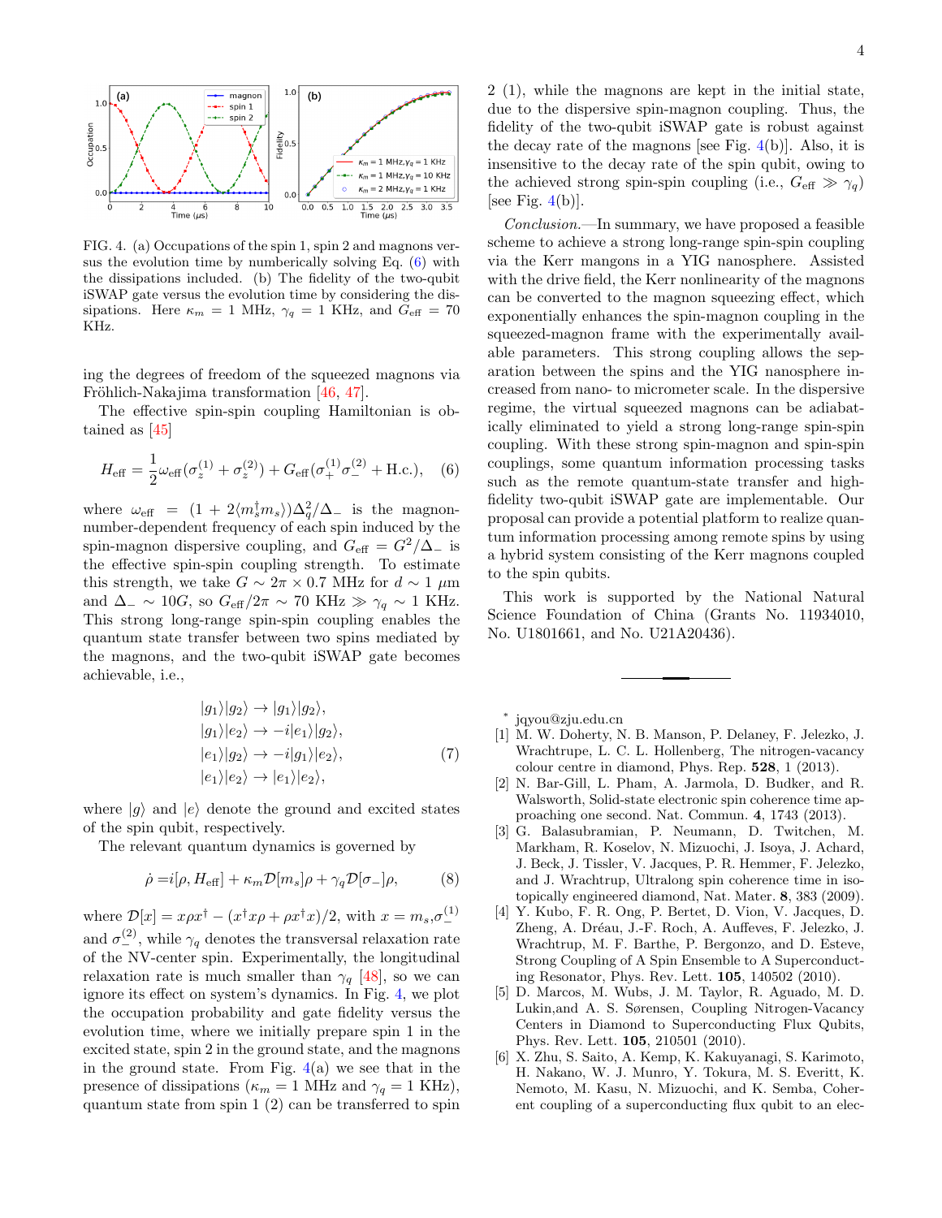FIG. 4. (a) Occupations of the spin 1, spin 2 and magnons versus the evolution time by numberically solving Eq. (6) with the dissipations included. (b) The fidelity of the two-qubit iSWAP gate versus the evolution time by considering the dissipations. Here $\kappa_m = 1$ MHz, $\gamma_q = 1$ KHz, and $G_{\rm eff} = 70$ KHz.

ing the degrees of freedom of the squeezed magnons via Fröhlich-Nakajima transformation [46, 47].

The effective spin-spin coupling Hamiltonian is obtained as [45]

$$H_{\rm eff} = \frac{1}{2}\omega_{\rm eff}(\sigma_z^{(1)} + \sigma_z^{(2)}) + G_{\rm eff}(\sigma_+^{(1)}\sigma_-^{(2)} + {\rm H.c.}), \quad (6)$$

where $\omega_{\rm eff} = (1 + 2\langle m_s^\dagger m_s\rangle)\Delta_q^2/\Delta_-$ is the magnon-number-dependent frequency of each spin induced by the spin-magnon dispersive coupling, and $G_{\rm eff} = G^2/\Delta_-$ is the effective spin-spin coupling strength. To estimate this strength, we take $G \sim 2\pi \times 0.7$ MHz for $d \sim 1$ $\mu$m and $\Delta_- \sim 10G$, so $G_{\rm eff}/2\pi \sim 70$ KHz $\gg \gamma_q \sim 1$ KHz. This strong long-range spin-spin coupling enables the quantum state transfer between two spins mediated by the magnons, and the two-qubit iSWAP gate becomes achievable, i.e.,

$$\begin{aligned} |g_1\rangle|g_2\rangle &\rightarrow |g_1\rangle|g_2\rangle, \\ |g_1\rangle|e_2\rangle &\rightarrow -i|e_1\rangle|g_2\rangle, \\ |e_1\rangle|g_2\rangle &\rightarrow -i|g_1\rangle|e_2\rangle, \\ |e_1\rangle|e_2\rangle &\rightarrow |e_1\rangle|e_2\rangle, \end{aligned} \quad (7)$$

where $|g\rangle$ and $|e\rangle$ denote the ground and excited states of the spin qubit, respectively.

The relevant quantum dynamics is governed by

$$\dot{\rho} = i[\rho, H_{\rm eff}] + \kappa_m \mathcal{D}[m_s]\rho + \gamma_q \mathcal{D}[\sigma_-]\rho, \quad (8)$$

where $\mathcal{D}[x] = x\rho x^\dagger - (x^\dagger x\rho + \rho x^\dagger x)/2$, with $x = m_s, \sigma_-^{(1)}$ and $\sigma_-^{(2)}$, while $\gamma_q$ denotes the transversal relaxation rate of the NV-center spin. Experimentally, the longitudinal relaxation rate is much smaller than $\gamma_q$ [48], so we can ignore its effect on system's dynamics. In Fig. 4, we plot the occupation probability and gate fidelity versus the evolution time, where we initially prepare spin 1 in the excited state, spin 2 in the ground state, and the magnons in the ground state. From Fig. 4(a) we see that in the presence of dissipations ($\kappa_m = 1$ MHz and $\gamma_q = 1$ KHz), quantum state from spin 1 (2) can be transferred to spin 2 (1), while the magnons are kept in the initial state, due to the dispersive spin-magnon coupling. Thus, the fidelity of the two-qubit iSWAP gate is robust against the decay rate of the magnons [see Fig. 4(b)]. Also, it is insensitive to the decay rate of the spin qubit, owing to the achieved strong spin-spin coupling (i.e., $G_{\rm eff} \gg \gamma_q$) [see Fig. 4(b)].

*Conclusion.*—In summary, we have proposed a feasible scheme to achieve a strong long-range spin-spin coupling via the Kerr mangons in a YIG nanosphere. Assisted with the drive field, the Kerr nonlinearity of the magnons can be converted to the magnon squeezing effect, which exponentially enhances the spin-magnon coupling in the squeezed-magnon frame with the experimentally available parameters. This strong coupling allows the separation between the spins and the YIG nanosphere increased from nano- to micrometer scale. In the dispersive regime, the virtual squeezed magnons can be adiabatically eliminated to yield a strong long-range spin-spin coupling. With these strong spin-magnon and spin-spin couplings, some quantum information processing tasks such as the remote quantum-state transfer and high-fidelity two-qubit iSWAP gate are implementable. Our proposal can provide a potential platform to realize quantum information processing among remote spins by using a hybrid system consisting of the Kerr magnons coupled to the spin qubits.

This work is supported by the National Natural Science Foundation of China (Grants No. 11934010, No. U1801661, and No. U21A20436).

---

* jqyou@zju.edu.cn

[1] M. W. Doherty, N. B. Manson, P. Delaney, F. Jelezko, J. Wrachtrupe, L. C. L. Hollenberg, The nitrogen-vacancy colour centre in diamond, Phys. Rep. **528**, 1 (2013).

[2] N. Bar-Gill, L. Pham, A. Jarmola, D. Budker, and R. Walsworth, Solid-state electronic spin coherence time approaching one second. Nat. Commun. **4**, 1743 (2013).

[3] G. Balasubramian, P. Neumann, D. Twitchen, M. Markham, R. Koselov, N. Mizuochi, J. Isoya, J. Achard, J. Beck, J. Tissler, V. Jacques, P. R. Hemmer, F. Jelezko, and J. Wrachtrup, Ultralong spin coherence time in isotopically engineered diamond, Nat. Mater. **8**, 383 (2009).

[4] Y. Kubo, F. R. Ong, P. Bertet, D. Vion, V. Jacques, D. Zheng, A. Dréau, J.-F. Roch, A. Auffeves, F. Jelezko, J. Wrachtrup, M. F. Barthe, P. Bergonzo, and D. Esteve, Strong Coupling of A Spin Ensemble to A Superconducting Resonator, Phys. Rev. Lett. **105**, 140502 (2010).

[5] D. Marcos, M. Wubs, J. M. Taylor, R. Aguado, M. D. Lukin,and A. S. Sørensen, Coupling Nitrogen-Vacancy Centers in Diamond to Superconducting Flux Qubits, Phys. Rev. Lett. **105**, 210501 (2010).

[6] X. Zhu, S. Saito, A. Kemp, K. Kakuyanagi, S. Karimoto, H. Nakano, W. J. Munro, Y. Tokura, M. S. Everitt, K. Nemoto, M. Kasu, N. Mizuochi, and K. Semba, Coherent coupling of a superconducting flux qubit to an elec-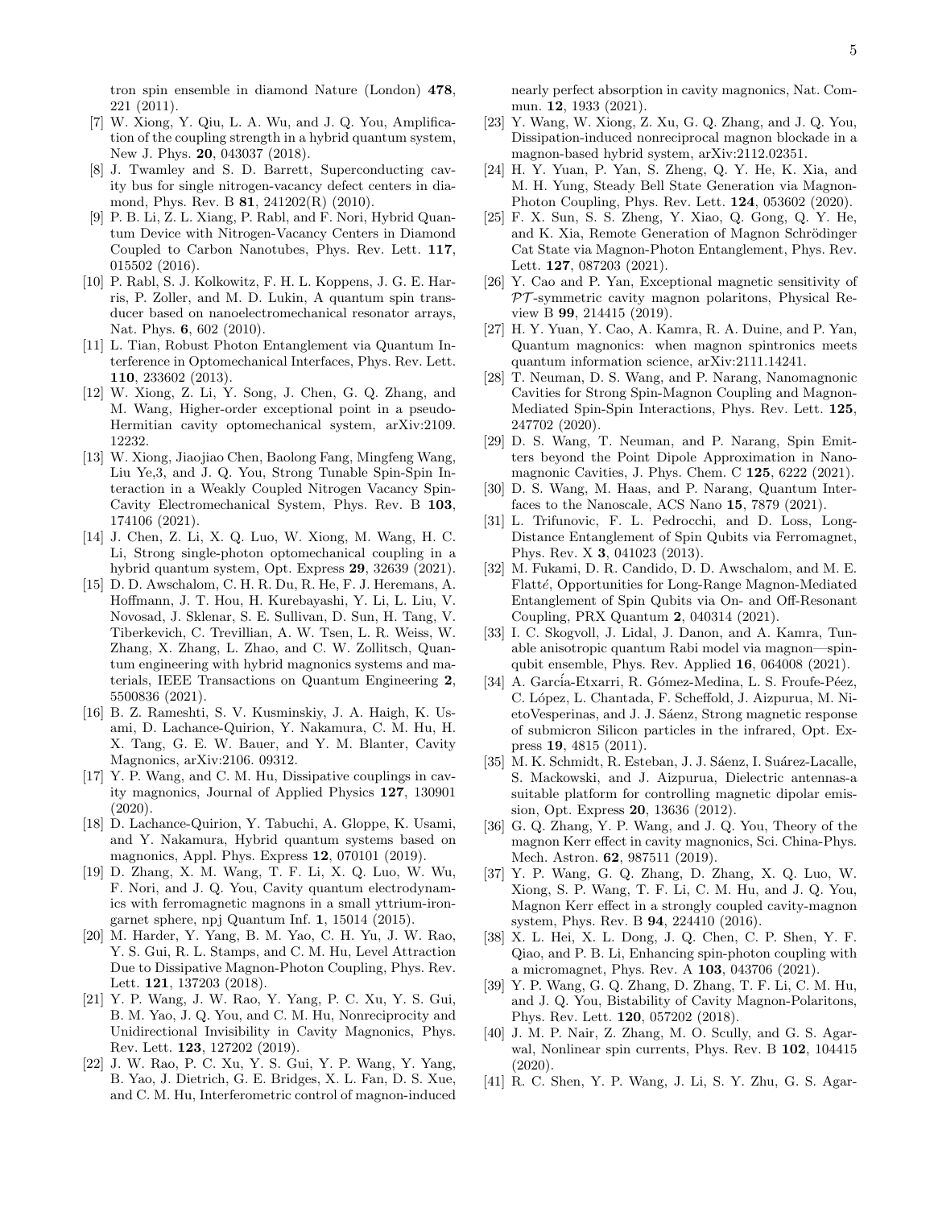tron spin ensemble in diamond Nature (London) **478**, 221 (2011).

[7] W. Xiong, Y. Qiu, L. A. Wu, and J. Q. You, Amplification of the coupling strength in a hybrid quantum system, New J. Phys. **20**, 043037 (2018).

[8] J. Twamley and S. D. Barrett, Superconducting cavity bus for single nitrogen-vacancy defect centers in diamond, Phys. Rev. B **81**, 241202(R) (2010).

[9] P. B. Li, Z. L. Xiang, P. Rabl, and F. Nori, Hybrid Quantum Device with Nitrogen-Vacancy Centers in Diamond Coupled to Carbon Nanotubes, Phys. Rev. Lett. **117**, 015502 (2016).

[10] P. Rabl, S. J. Kolkowitz, F. H. L. Koppens, J. G. E. Harris, P. Zoller, and M. D. Lukin, A quantum spin transducer based on nanoelectromechanical resonator arrays, Nat. Phys. **6**, 602 (2010).

[11] L. Tian, Robust Photon Entanglement via Quantum Interference in Optomechanical Interfaces, Phys. Rev. Lett. **110**, 233602 (2013).

[12] W. Xiong, Z. Li, Y. Song, J. Chen, G. Q. Zhang, and M. Wang, Higher-order exceptional point in a pseudo-Hermitian cavity optomechanical system, arXiv:2109.12232.

[13] W. Xiong, Jiaojiao Chen, Baolong Fang, Mingfeng Wang, Liu Ye,3, and J. Q. You, Strong Tunable Spin-Spin Interaction in a Weakly Coupled Nitrogen Vacancy Spin-Cavity Electromechanical System, Phys. Rev. B **103**, 174106 (2021).

[14] J. Chen, Z. Li, X. Q. Luo, W. Xiong, M. Wang, H. C. Li, Strong single-photon optomechanical coupling in a hybrid quantum system, Opt. Express **29**, 32639 (2021).

[15] D. D. Awschalom, C. H. R. Du, R. He, F. J. Heremans, A. Hoffmann, J. T. Hou, H. Kurebayashi, Y. Li, L. Liu, V. Novosad, J. Sklenar, S. E. Sullivan, D. Sun, H. Tang, V. Tiberkevich, C. Trevillian, A. W. Tsen, L. R. Weiss, W. Zhang, X. Zhang, L. Zhao, and C. W. Zollitsch, Quantum engineering with hybrid magnonics systems and materials, IEEE Transactions on Quantum Engineering **2**, 5500836 (2021).

[16] B. Z. Rameshti, S. V. Kusminskiy, J. A. Haigh, K. Usami, D. Lachance-Quirion, Y. Nakamura, C. M. Hu, H. X. Tang, G. E. W. Bauer, and Y. M. Blanter, Cavity Magnonics, arXiv:2106. 09312.

[17] Y. P. Wang, and C. M. Hu, Dissipative couplings in cavity magnonics, Journal of Applied Physics **127**, 130901 (2020).

[18] D. Lachance-Quirion, Y. Tabuchi, A. Gloppe, K. Usami, and Y. Nakamura, Hybrid quantum systems based on magnonics, Appl. Phys. Express **12**, 070101 (2019).

[19] D. Zhang, X. M. Wang, T. F. Li, X. Q. Luo, W. Wu, F. Nori, and J. Q. You, Cavity quantum electrodynamics with ferromagnetic magnons in a small yttrium-iron-garnet sphere, npj Quantum Inf. **1**, 15014 (2015).

[20] M. Harder, Y. Yang, B. M. Yao, C. H. Yu, J. W. Rao, Y. S. Gui, R. L. Stamps, and C. M. Hu, Level Attraction Due to Dissipative Magnon-Photon Coupling, Phys. Rev. Lett. **121**, 137203 (2018).

[21] Y. P. Wang, J. W. Rao, Y. Yang, P. C. Xu, Y. S. Gui, B. M. Yao, J. Q. You, and C. M. Hu, Nonreciprocity and Unidirectional Invisibility in Cavity Magnonics, Phys. Rev. Lett. **123**, 127202 (2019).

[22] J. W. Rao, P. C. Xu, Y. S. Gui, Y. P. Wang, Y. Yang, B. Yao, J. Dietrich, G. E. Bridges, X. L. Fan, D. S. Xue, and C. M. Hu, Interferometric control of magnon-induced nearly perfect absorption in cavity magnonics, Nat. Commun. **12**, 1933 (2021).

[23] Y. Wang, W. Xiong, Z. Xu, G. Q. Zhang, and J. Q. You, Dissipation-induced nonreciprocal magnon blockade in a magnon-based hybrid system, arXiv:2112.02351.

[24] H. Y. Yuan, P. Yan, S. Zheng, Q. Y. He, K. Xia, and M. H. Yung, Steady Bell State Generation via Magnon-Photon Coupling, Phys. Rev. Lett. **124**, 053602 (2020).

[25] F. X. Sun, S. S. Zheng, Y. Xiao, Q. Gong, Q. Y. He, and K. Xia, Remote Generation of Magnon Schrödinger Cat State via Magnon-Photon Entanglement, Phys. Rev. Lett. **127**, 087203 (2021).

[26] Y. Cao and P. Yan, Exceptional magnetic sensitivity of $\mathcal{PT}$-symmetric cavity magnon polaritons, Physical Review B **99**, 214415 (2019).

[27] H. Y. Yuan, Y. Cao, A. Kamra, R. A. Duine, and P. Yan, Quantum magnonics: when magnon spintronics meets quantum information science, arXiv:2111.14241.

[28] T. Neuman, D. S. Wang, and P. Narang, Nanomagnonic Cavities for Strong Spin-Magnon Coupling and Magnon-Mediated Spin-Spin Interactions, Phys. Rev. Lett. **125**, 247702 (2020).

[29] D. S. Wang, T. Neuman, and P. Narang, Spin Emitters beyond the Point Dipole Approximation in Nanomagnonic Cavities, J. Phys. Chem. C **125**, 6222 (2021).

[30] D. S. Wang, M. Haas, and P. Narang, Quantum Interfaces to the Nanoscale, ACS Nano **15**, 7879 (2021).

[31] L. Trifunovic, F. L. Pedrocchi, and D. Loss, Long-Distance Entanglement of Spin Qubits via Ferromagnet, Phys. Rev. X **3**, 041023 (2013).

[32] M. Fukami, D. R. Candido, D. D. Awschalom, and M. E. Flatté, Opportunities for Long-Range Magnon-Mediated Entanglement of Spin Qubits via On- and Off-Resonant Coupling, PRX Quantum **2**, 040314 (2021).

[33] I. C. Skogvoll, J. Lidal, J. Danon, and A. Kamra, Tunable anisotropic quantum Rabi model via magnon—spin-qubit ensemble, Phys. Rev. Applied **16**, 064008 (2021).

[34] A. García-Etxarri, R. Gómez-Medina, L. S. Froufe-Péez, C. López, L. Chantada, F. Scheffold, J. Aizpurua, M. NietoVesperinas, and J. J. Sáenz, Strong magnetic response of submicron Silicon particles in the infrared, Opt. Express **19**, 4815 (2011).

[35] M. K. Schmidt, R. Esteban, J. J. Sáenz, I. Suárez-Lacalle, S. Mackowski, and J. Aizpurua, Dielectric antennas-a suitable platform for controlling magnetic dipolar emission, Opt. Express **20**, 13636 (2012).

[36] G. Q. Zhang, Y. P. Wang, and J. Q. You, Theory of the magnon Kerr effect in cavity magnonics, Sci. China-Phys. Mech. Astron. **62**, 987511 (2019).

[37] Y. P. Wang, G. Q. Zhang, D. Zhang, X. Q. Luo, W. Xiong, S. P. Wang, T. F. Li, C. M. Hu, and J. Q. You, Magnon Kerr effect in a strongly coupled cavity-magnon system, Phys. Rev. B **94**, 224410 (2016).

[38] X. L. Hei, X. L. Dong, J. Q. Chen, C. P. Shen, Y. F. Qiao, and P. B. Li, Enhancing spin-photon coupling with a micromagnet, Phys. Rev. A **103**, 043706 (2021).

[39] Y. P. Wang, G. Q. Zhang, D. Zhang, T. F. Li, C. M. Hu, and J. Q. You, Bistability of Cavity Magnon-Polaritons, Phys. Rev. Lett. **120**, 057202 (2018).

[40] J. M. P. Nair, Z. Zhang, M. O. Scully, and G. S. Agarwal, Nonlinear spin currents, Phys. Rev. B **102**, 104415 (2020).

[41] R. C. Shen, Y. P. Wang, J. Li, S. Y. Zhu, G. S. Agar-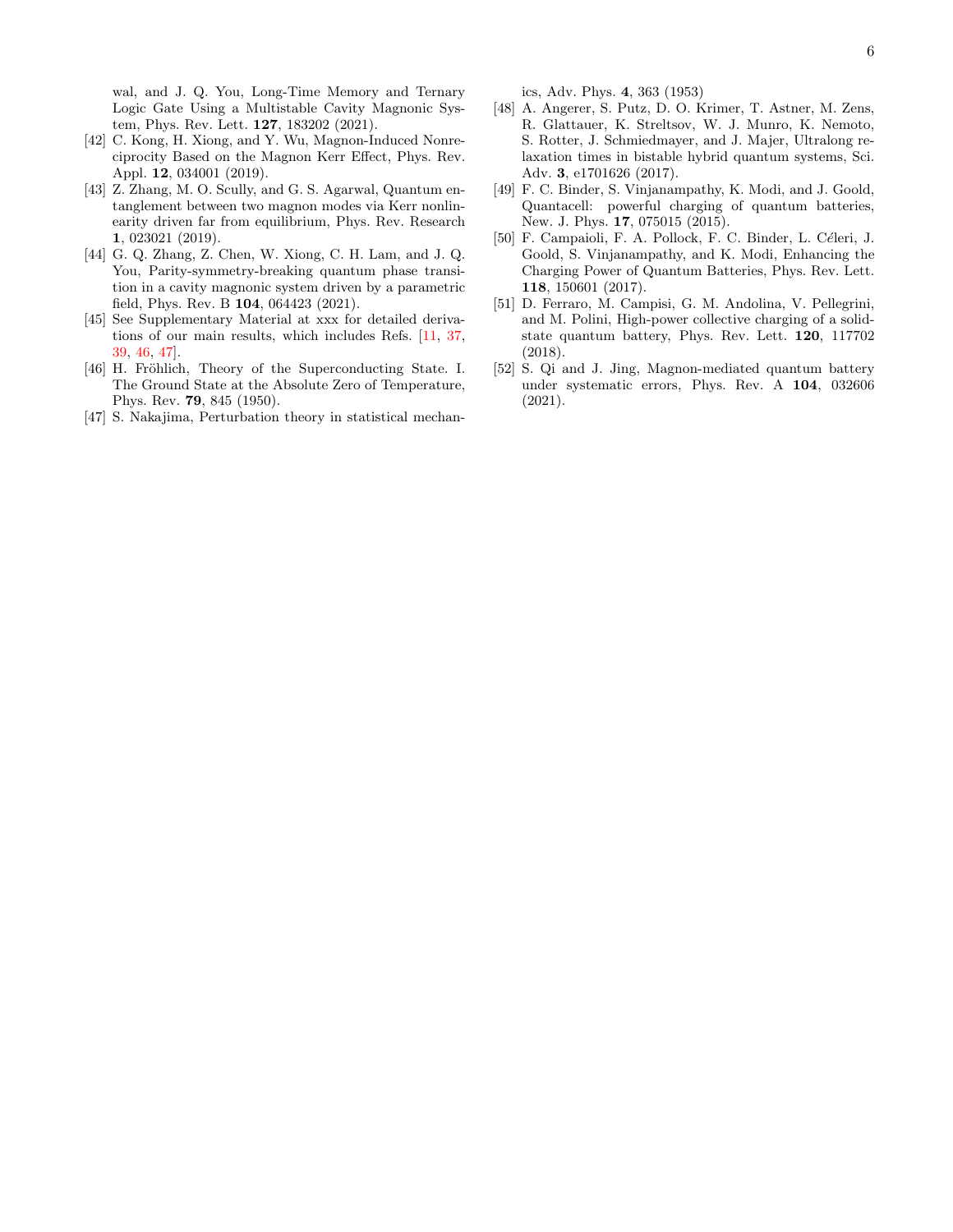wal, and J. Q. You, Long-Time Memory and Ternary Logic Gate Using a Multistable Cavity Magnonic System, Phys. Rev. Lett. **127**, 183202 (2021).

[42] C. Kong, H. Xiong, and Y. Wu, Magnon-Induced Nonreciprocity Based on the Magnon Kerr Effect, Phys. Rev. Appl. **12**, 034001 (2019).

[43] Z. Zhang, M. O. Scully, and G. S. Agarwal, Quantum entanglement between two magnon modes via Kerr nonlinearity driven far from equilibrium, Phys. Rev. Research **1**, 023021 (2019).

[44] G. Q. Zhang, Z. Chen, W. Xiong, C. H. Lam, and J. Q. You, Parity-symmetry-breaking quantum phase transition in a cavity magnonic system driven by a parametric field, Phys. Rev. B **104**, 064423 (2021).

[45] See Supplementary Material at xxx for detailed derivations of our main results, which includes Refs. [11, 37, 39, 46, 47].

[46] H. Fröhlich, Theory of the Superconducting State. I. The Ground State at the Absolute Zero of Temperature, Phys. Rev. **79**, 845 (1950).

[47] S. Nakajima, Perturbation theory in statistical mechanics, Adv. Phys. **4**, 363 (1953)

[48] A. Angerer, S. Putz, D. O. Krimer, T. Astner, M. Zens, R. Glattauer, K. Streltsov, W. J. Munro, K. Nemoto, S. Rotter, J. Schmiedmayer, and J. Majer, Ultralong relaxation times in bistable hybrid quantum systems, Sci. Adv. **3**, e1701626 (2017).

[49] F. C. Binder, S. Vinjanampathy, K. Modi, and J. Goold, Quantacell: powerful charging of quantum batteries, New. J. Phys. **17**, 075015 (2015).

[50] F. Campaioli, F. A. Pollock, F. C. Binder, L. Céleri, J. Goold, S. Vinjanampathy, and K. Modi, Enhancing the Charging Power of Quantum Batteries, Phys. Rev. Lett. **118**, 150601 (2017).

[51] D. Ferraro, M. Campisi, G. M. Andolina, V. Pellegrini, and M. Polini, High-power collective charging of a solid-state quantum battery, Phys. Rev. Lett. **120**, 117702 (2018).

[52] S. Qi and J. Jing, Magnon-mediated quantum battery under systematic errors, Phys. Rev. A **104**, 032606 (2021).